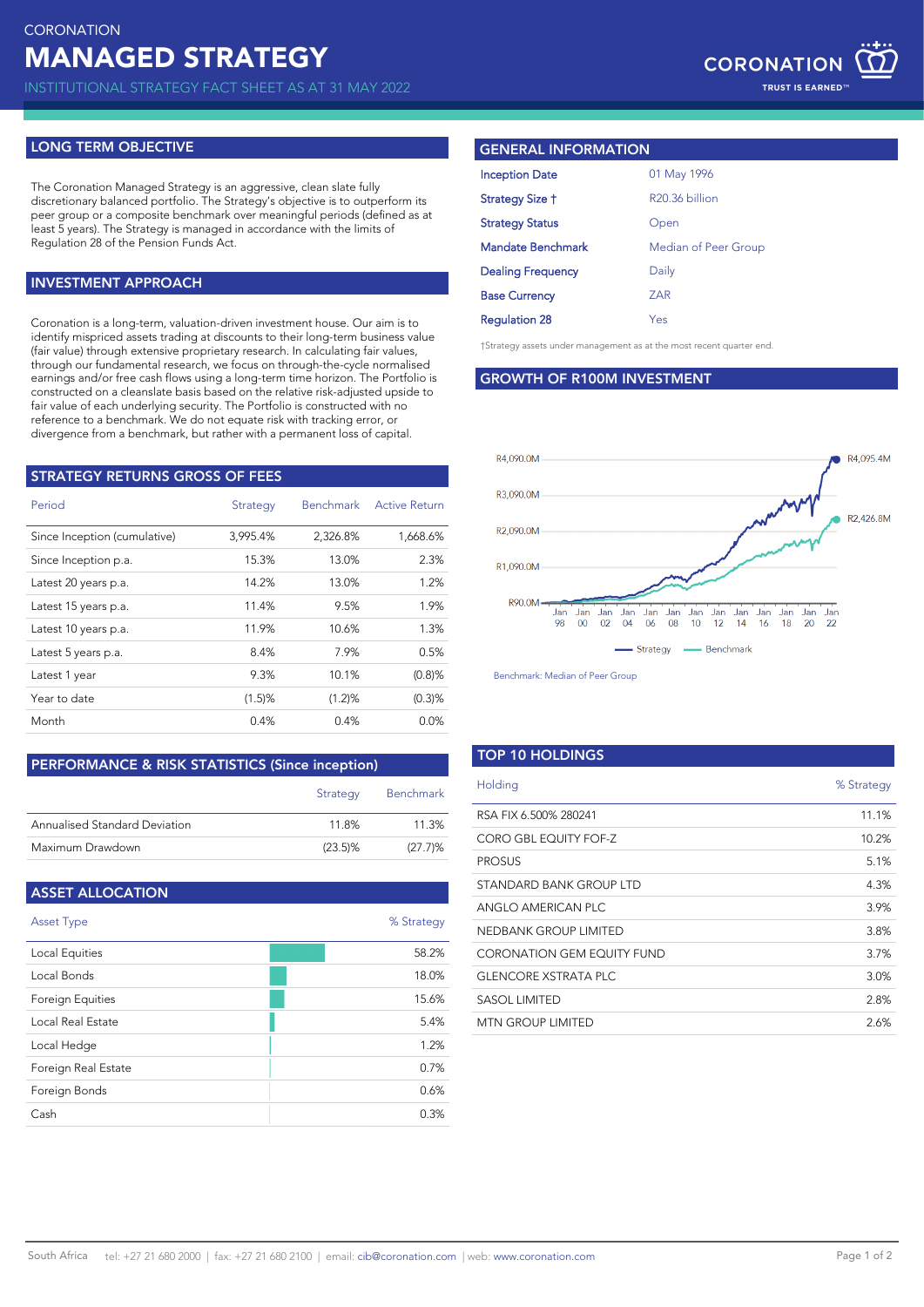CORONATION

# MANAGED STRATEGY

INSTITUTIONAL STRATEGY FACT SHEET AS AT 31 MAY 2022

CORONATION
TRUST IS EARNED™

## LONG TERM OBJECTIVE

The Coronation Managed Strategy is an aggressive, clean slate fully discretionary balanced portfolio. The Strategy's objective is to outperform its peer group or a composite benchmark over meaningful periods (defined as at least 5 years). The Strategy is managed in accordance with the limits of Regulation 28 of the Pension Funds Act.

## INVESTMENT APPROACH

Coronation is a long-term, valuation-driven investment house. Our aim is to identify mispriced assets trading at discounts to their long-term business value (fair value) through extensive proprietary research. In calculating fair values, through our fundamental research, we focus on through-the-cycle normalised earnings and/or free cash flows using a long-term time horizon. The Portfolio is constructed on a cleanslate basis based on the relative risk-adjusted upside to fair value of each underlying security. The Portfolio is constructed with no reference to a benchmark. We do not equate risk with tracking error, or divergence from a benchmark, but rather with a permanent loss of capital.

## STRATEGY RETURNS GROSS OF FEES

| Period | Strategy | Benchmark | Active Return |
|---|---|---|---|
| Since Inception (cumulative) | 3,995.4% | 2,326.8% | 1,668.6% |
| Since Inception p.a. | 15.3% | 13.0% | 2.3% |
| Latest 20 years p.a. | 14.2% | 13.0% | 1.2% |
| Latest 15 years p.a. | 11.4% | 9.5% | 1.9% |
| Latest 10 years p.a. | 11.9% | 10.6% | 1.3% |
| Latest 5 years p.a. | 8.4% | 7.9% | 0.5% |
| Latest 1 year | 9.3% | 10.1% | (0.8)% |
| Year to date | (1.5)% | (1.2)% | (0.3)% |
| Month | 0.4% | 0.4% | 0.0% |

## PERFORMANCE & RISK STATISTICS (Since inception)

| | Strategy | Benchmark |
|---|---|---|
| Annualised Standard Deviation | 11.8% | 11.3% |
| Maximum Drawdown | (23.5)% | (27.7)% |

## ASSET ALLOCATION

| Asset Type | % Strategy |
|---|---|
| Local Equities | 58.2% |
| Local Bonds | 18.0% |
| Foreign Equities | 15.6% |
| Local Real Estate | 5.4% |
| Local Hedge | 1.2% |
| Foreign Real Estate | 0.7% |
| Foreign Bonds | 0.6% |
| Cash | 0.3% |

## GENERAL INFORMATION

| | |
|---|---|
| Inception Date | 01 May 1996 |
| Strategy Size † | R20.36 billion |
| Strategy Status | Open |
| Mandate Benchmark | Median of Peer Group |
| Dealing Frequency | Daily |
| Base Currency | ZAR |
| Regulation 28 | Yes |

†Strategy assets under management as at the most recent quarter end.

## GROWTH OF R100M INVESTMENT

Strategy: R4,095.4M; Benchmark: R2,426.8M

Benchmark: Median of Peer Group

## TOP 10 HOLDINGS

| Holding | % Strategy |
|---|---|
| RSA FIX 6.500% 280241 | 11.1% |
| CORO GBL EQUITY FOF-Z | 10.2% |
| PROSUS | 5.1% |
| STANDARD BANK GROUP LTD | 4.3% |
| ANGLO AMERICAN PLC | 3.9% |
| NEDBANK GROUP LIMITED | 3.8% |
| CORONATION GEM EQUITY FUND | 3.7% |
| GLENCORE XSTRATA PLC | 3.0% |
| SASOL LIMITED | 2.8% |
| MTN GROUP LIMITED | 2.6% |

South Africa tel: +27 21 680 2000 | fax: +27 21 680 2100 | email: cib@coronation.com | web: www.coronation.com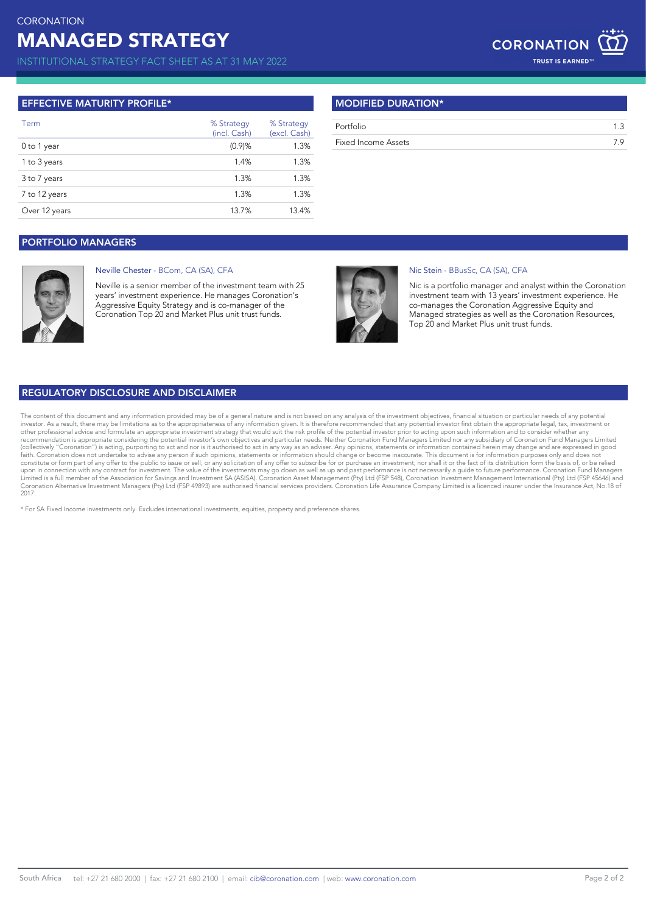CORONATION

# MANAGED STRATEGY

INSTITUTIONAL STRATEGY FACT SHEET AS AT 31 MAY 2022

## EFFECTIVE MATURITY PROFILE*

| Term | % Strategy (incl. Cash) | % Strategy (excl. Cash) |
|---|---|---|
| 0 to 1 year | (0.9)% | 1.3% |
| 1 to 3 years | 1.4% | 1.3% |
| 3 to 7 years | 1.3% | 1.3% |
| 7 to 12 years | 1.3% | 1.3% |
| Over 12 years | 13.7% | 13.4% |

## MODIFIED DURATION*

| | |
|---|---|
| Portfolio | 1.3 |
| Fixed Income Assets | 7.9 |

## PORTFOLIO MANAGERS

**Neville Chester** - BCom, CA (SA), CFA

Neville is a senior member of the investment team with 25 years' investment experience. He manages Coronation's Aggressive Equity Strategy and is co-manager of the Coronation Top 20 and Market Plus unit trust funds.

**Nic Stein** - BBusSc, CA (SA), CFA

Nic is a portfolio manager and analyst within the Coronation investment team with 13 years' investment experience. He co-manages the Coronation Aggressive Equity and Managed strategies as well as the Coronation Resources, Top 20 and Market Plus unit trust funds.

## REGULATORY DISCLOSURE AND DISCLAIMER

The content of this document and any information provided may be of a general nature and is not based on any analysis of the investment objectives, financial situation or particular needs of any potential investor. As a result, there may be limitations as to the appropriateness of any information given. It is therefore recommended that any potential investor first obtain the appropriate legal, tax, investment or other professional advice and formulate an appropriate investment strategy that would suit the risk profile of the potential investor prior to acting upon such information and to consider whether any recommendation is appropriate considering the potential investor's own objectives and particular needs. Neither Coronation Fund Managers Limited nor any subsidiary of Coronation Fund Managers Limited (collectively "Coronation") is acting, purporting to act and nor is it authorised to act in any way as an adviser. Any opinions, statements or information contained herein may change and are expressed in good faith. Coronation does not undertake to advise any person if such opinions, statements or information should change or become inaccurate. This document is for information purposes only and does not constitute or form part of any offer to the public to issue or sell, or any solicitation of any offer to subscribe for or purchase an investment, nor shall it or the fact of its distribution form the basis of, or be relied upon in connection with any contract for investment. The value of the investments may go down as well as up and past performance is not necessarily a guide to future performance. Coronation Fund Managers Limited is a full member of the Association for Savings and Investment SA (ASISA). Coronation Asset Management (Pty) Ltd (FSP 548), Coronation Investment Management International (Pty) Ltd (FSP 45646) and Coronation Alternative Investment Managers (Pty) Ltd (FSP 49893) are authorised financial services providers. Coronation Life Assurance Company Limited is a licenced insurer under the Insurance Act, No.18 of 2017.

* For SA Fixed Income investments only. Excludes international investments, equities, property and preference shares.

South Africa tel: +27 21 680 2000 | fax: +27 21 680 2100 | email: cib@coronation.com | web: www.coronation.com